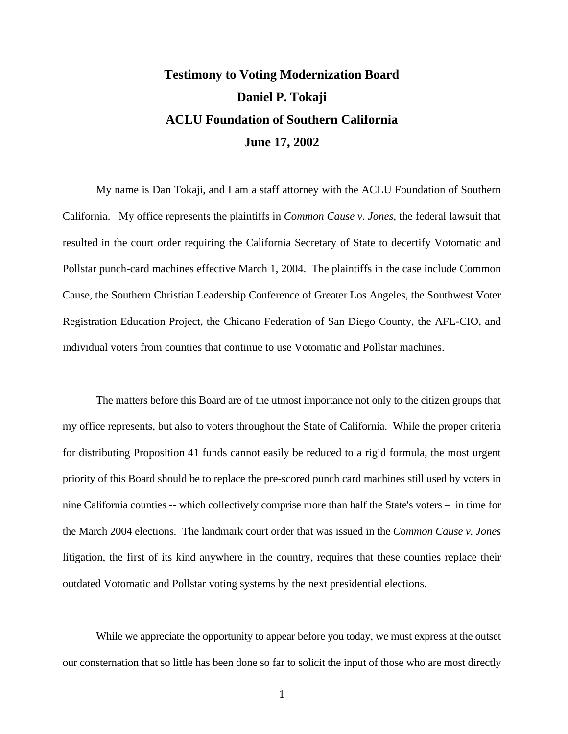# Testimony to Voting Modernization Board

## Daniel P. Tokaji

## ACLU Foundation of Southern California

## June 17, 2002

My name is Dan Tokaji, and I am a staff attorney with the ACLU Foundation of Southern California. My office represents the plaintiffs in *Common Cause v. Jones*, the federal lawsuit that resulted in the court order requiring the California Secretary of State to decertify Votomatic and Pollstar punch-card machines effective March 1, 2004. The plaintiffs in the case include Common Cause, the Southern Christian Leadership Conference of Greater Los Angeles, the Southwest Voter Registration Education Project, the Chicano Federation of San Diego County, the AFL-CIO, and individual voters from counties that continue to use Votomatic and Pollstar machines.

The matters before this Board are of the utmost importance not only to the citizen groups that my office represents, but also to voters throughout the State of California. While the proper criteria for distributing Proposition 41 funds cannot easily be reduced to a rigid formula, the most urgent priority of this Board should be to replace the pre-scored punch card machines still used by voters in nine California counties -- which collectively comprise more than half the State's voters – in time for the March 2004 elections. The landmark court order that was issued in the *Common Cause v. Jones* litigation, the first of its kind anywhere in the country, requires that these counties replace their outdated Votomatic and Pollstar voting systems by the next presidential elections.

While we appreciate the opportunity to appear before you today, we must express at the outset our consternation that so little has been done so far to solicit the input of those who are most directly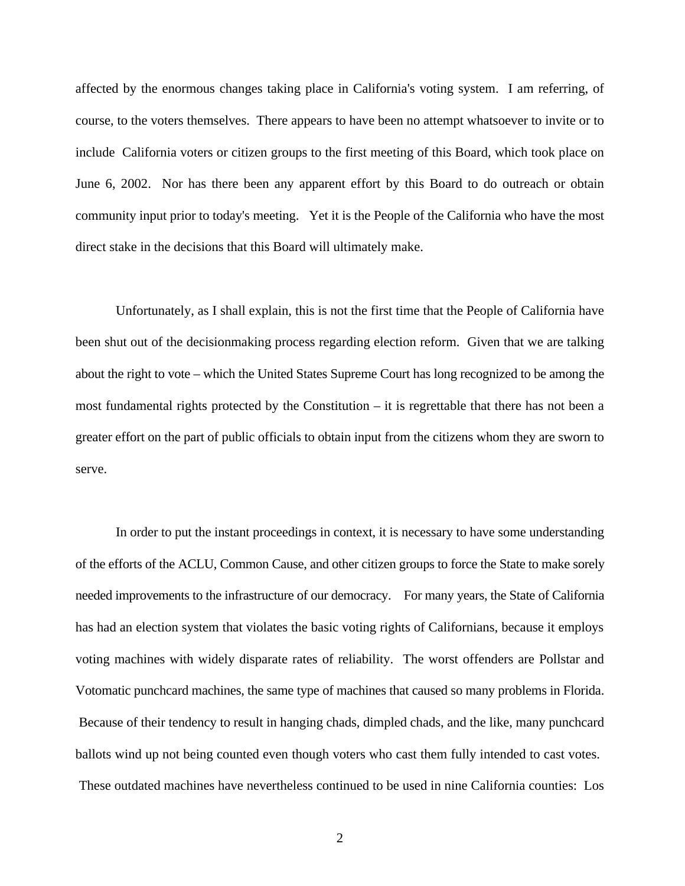affected by the enormous changes taking place in California's voting system. I am referring, of course, to the voters themselves. There appears to have been no attempt whatsoever to invite or to include California voters or citizen groups to the first meeting of this Board, which took place on June 6, 2002. Nor has there been any apparent effort by this Board to do outreach or obtain community input prior to today's meeting. Yet it is the People of the California who have the most direct stake in the decisions that this Board will ultimately make.

Unfortunately, as I shall explain, this is not the first time that the People of California have been shut out of the decisionmaking process regarding election reform. Given that we are talking about the right to vote – which the United States Supreme Court has long recognized to be among the most fundamental rights protected by the Constitution – it is regrettable that there has not been a greater effort on the part of public officials to obtain input from the citizens whom they are sworn to serve.

In order to put the instant proceedings in context, it is necessary to have some understanding of the efforts of the ACLU, Common Cause, and other citizen groups to force the State to make sorely needed improvements to the infrastructure of our democracy. For many years, the State of California has had an election system that violates the basic voting rights of Californians, because it employs voting machines with widely disparate rates of reliability. The worst offenders are Pollstar and Votomatic punchcard machines, the same type of machines that caused so many problems in Florida. Because of their tendency to result in hanging chads, dimpled chads, and the like, many punchcard ballots wind up not being counted even though voters who cast them fully intended to cast votes. These outdated machines have nevertheless continued to be used in nine California counties: Los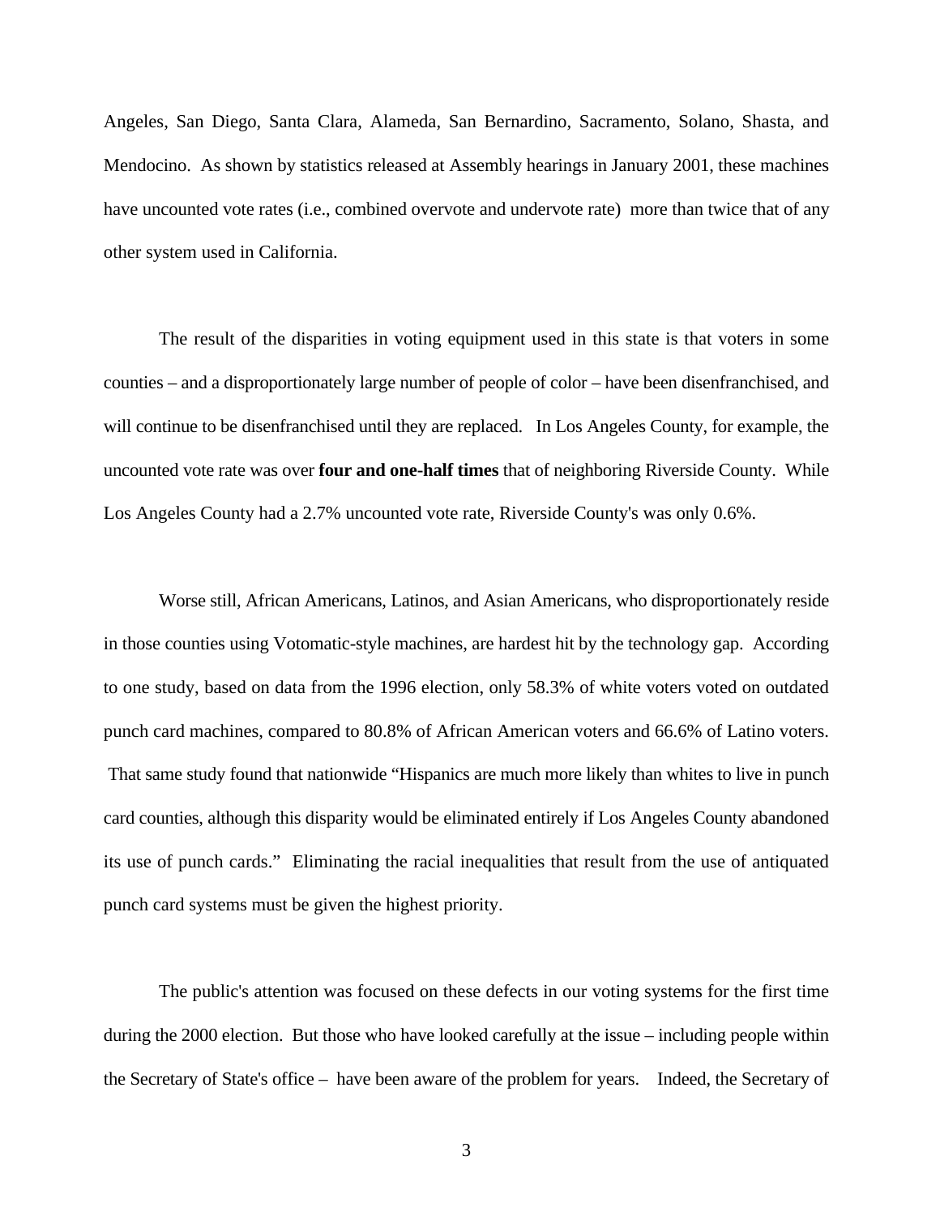Angeles, San Diego, Santa Clara, Alameda, San Bernardino, Sacramento, Solano, Shasta, and Mendocino. As shown by statistics released at Assembly hearings in January 2001, these machines have uncounted vote rates (i.e., combined overvote and undervote rate) more than twice that of any other system used in California.

The result of the disparities in voting equipment used in this state is that voters in some counties – and a disproportionately large number of people of color – have been disenfranchised, and will continue to be disenfranchised until they are replaced. In Los Angeles County, for example, the uncounted vote rate was over **four and one-half times** that of neighboring Riverside County. While Los Angeles County had a 2.7% uncounted vote rate, Riverside County's was only 0.6%.

Worse still, African Americans, Latinos, and Asian Americans, who disproportionately reside in those counties using Votomatic-style machines, are hardest hit by the technology gap. According to one study, based on data from the 1996 election, only 58.3% of white voters voted on outdated punch card machines, compared to 80.8% of African American voters and 66.6% of Latino voters. That same study found that nationwide "Hispanics are much more likely than whites to live in punch card counties, although this disparity would be eliminated entirely if Los Angeles County abandoned its use of punch cards." Eliminating the racial inequalities that result from the use of antiquated punch card systems must be given the highest priority.

The public's attention was focused on these defects in our voting systems for the first time during the 2000 election. But those who have looked carefully at the issue – including people within the Secretary of State's office – have been aware of the problem for years. Indeed, the Secretary of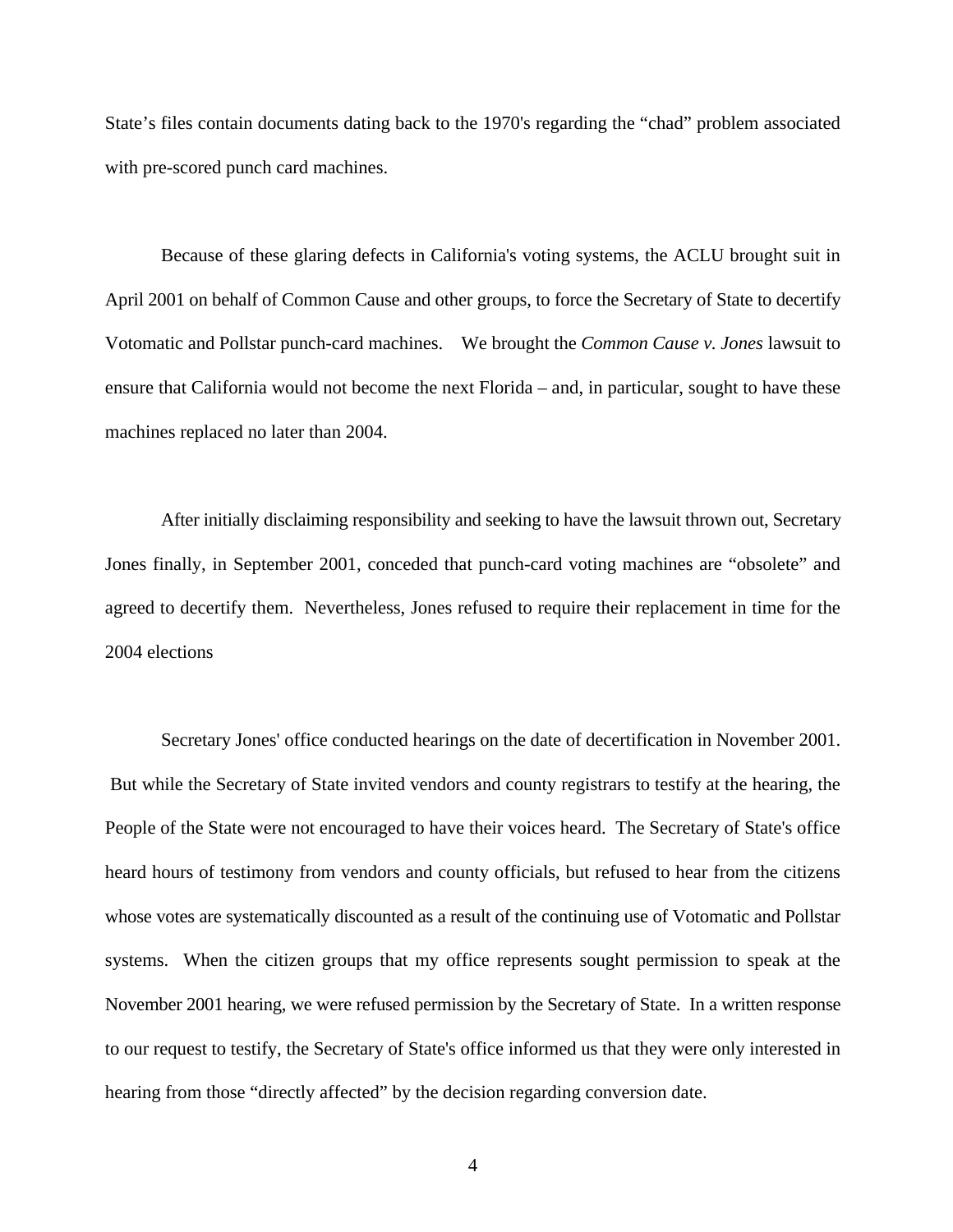State's files contain documents dating back to the 1970's regarding the "chad" problem associated with pre-scored punch card machines.

Because of these glaring defects in California's voting systems, the ACLU brought suit in April 2001 on behalf of Common Cause and other groups, to force the Secretary of State to decertify Votomatic and Pollstar punch-card machines. We brought the *Common Cause v. Jones* lawsuit to ensure that California would not become the next Florida – and, in particular, sought to have these machines replaced no later than 2004.

After initially disclaiming responsibility and seeking to have the lawsuit thrown out, Secretary Jones finally, in September 2001, conceded that punch-card voting machines are "obsolete" and agreed to decertify them. Nevertheless, Jones refused to require their replacement in time for the 2004 elections

Secretary Jones' office conducted hearings on the date of decertification in November 2001. But while the Secretary of State invited vendors and county registrars to testify at the hearing, the People of the State were not encouraged to have their voices heard. The Secretary of State's office heard hours of testimony from vendors and county officials, but refused to hear from the citizens whose votes are systematically discounted as a result of the continuing use of Votomatic and Pollstar systems. When the citizen groups that my office represents sought permission to speak at the November 2001 hearing, we were refused permission by the Secretary of State. In a written response to our request to testify, the Secretary of State's office informed us that they were only interested in hearing from those "directly affected" by the decision regarding conversion date.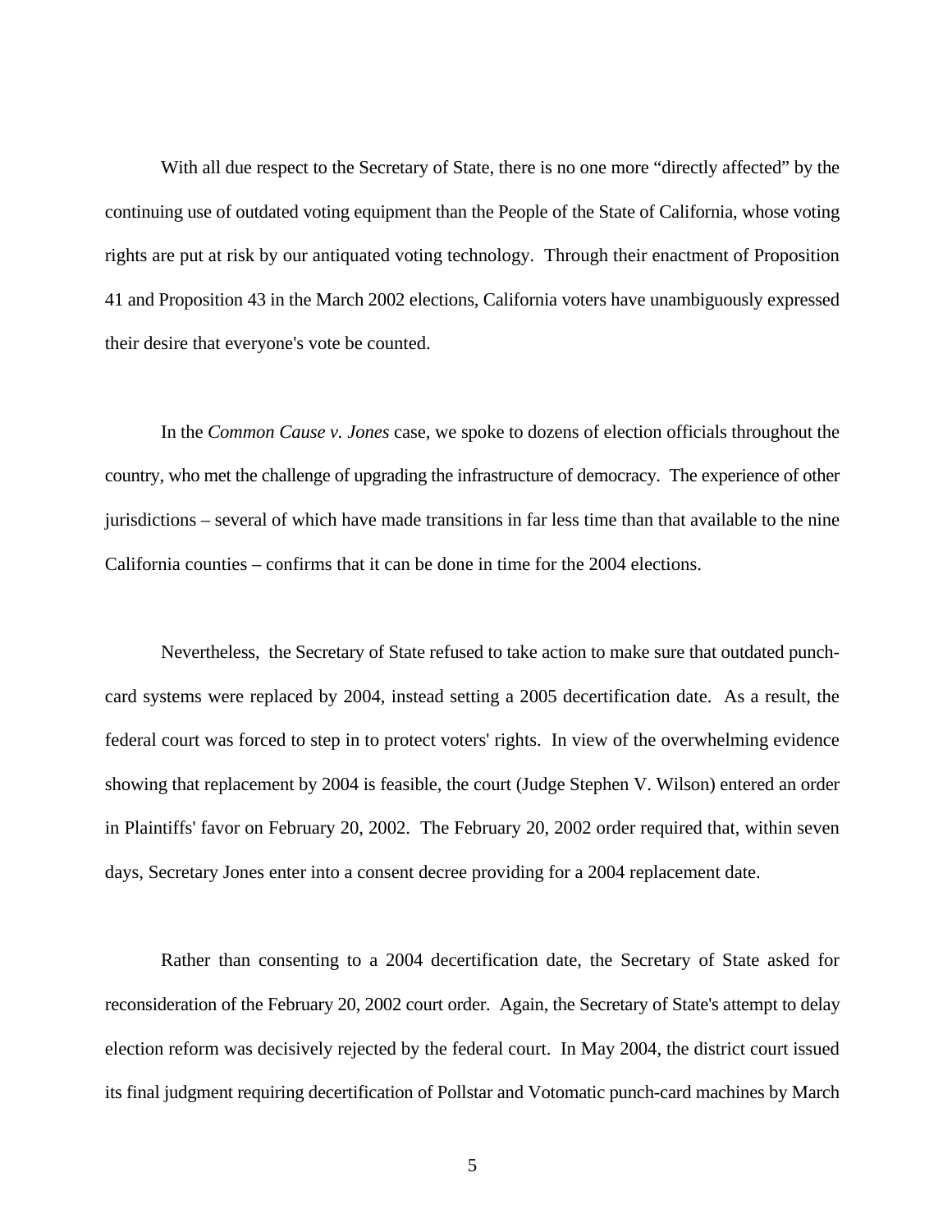With all due respect to the Secretary of State, there is no one more "directly affected" by the continuing use of outdated voting equipment than the People of the State of California, whose voting rights are put at risk by our antiquated voting technology. Through their enactment of Proposition 41 and Proposition 43 in the March 2002 elections, California voters have unambiguously expressed their desire that everyone's vote be counted.

In the *Common Cause v. Jones* case, we spoke to dozens of election officials throughout the country, who met the challenge of upgrading the infrastructure of democracy. The experience of other jurisdictions – several of which have made transitions in far less time than that available to the nine California counties – confirms that it can be done in time for the 2004 elections.

Nevertheless, the Secretary of State refused to take action to make sure that outdated punch-card systems were replaced by 2004, instead setting a 2005 decertification date. As a result, the federal court was forced to step in to protect voters' rights. In view of the overwhelming evidence showing that replacement by 2004 is feasible, the court (Judge Stephen V. Wilson) entered an order in Plaintiffs' favor on February 20, 2002. The February 20, 2002 order required that, within seven days, Secretary Jones enter into a consent decree providing for a 2004 replacement date.

Rather than consenting to a 2004 decertification date, the Secretary of State asked for reconsideration of the February 20, 2002 court order. Again, the Secretary of State's attempt to delay election reform was decisively rejected by the federal court. In May 2004, the district court issued its final judgment requiring decertification of Pollstar and Votomatic punch-card machines by March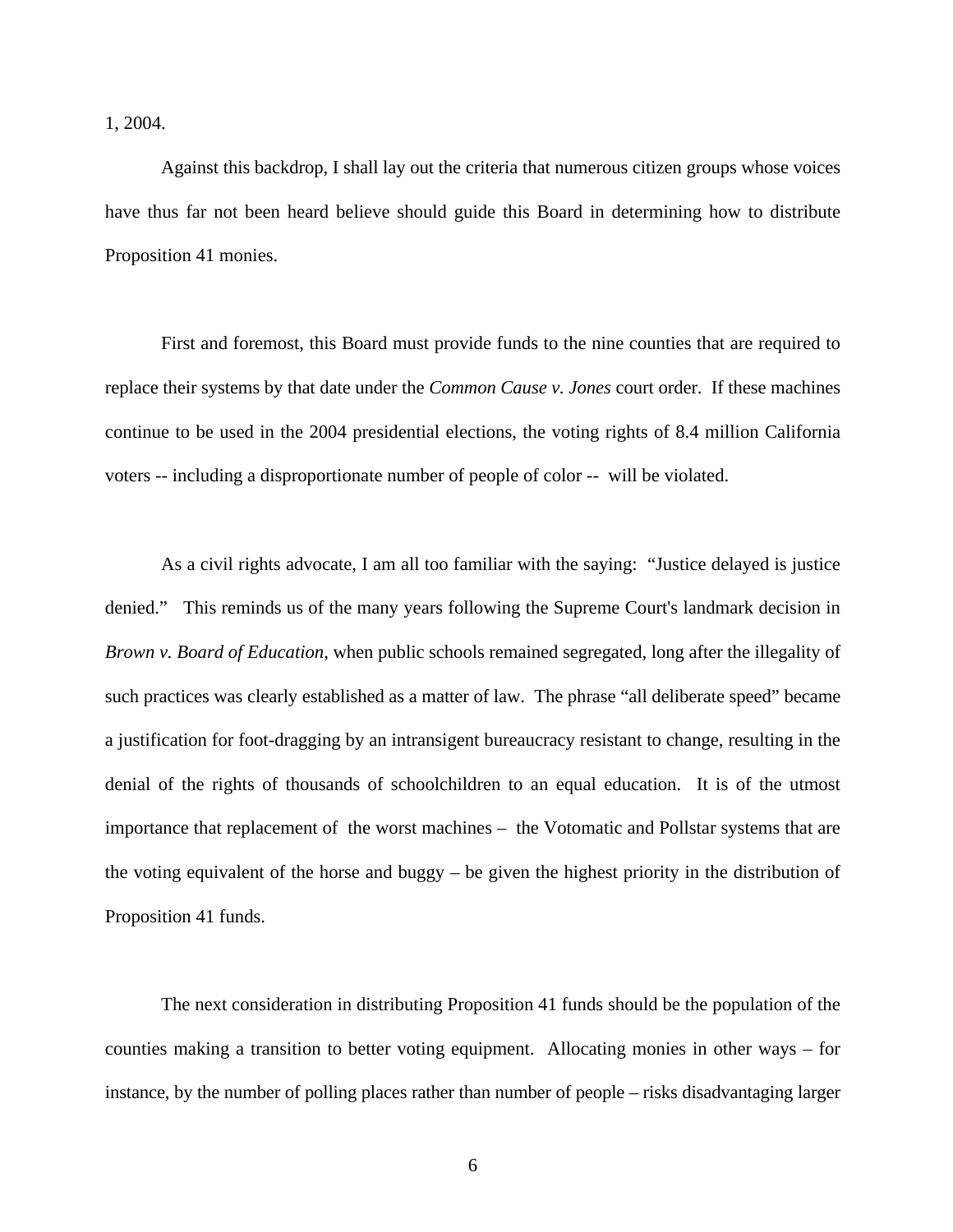1, 2004.

Against this backdrop, I shall lay out the criteria that numerous citizen groups whose voices have thus far not been heard believe should guide this Board in determining how to distribute Proposition 41 monies.

First and foremost, this Board must provide funds to the nine counties that are required to replace their systems by that date under the *Common Cause v. Jones* court order. If these machines continue to be used in the 2004 presidential elections, the voting rights of 8.4 million California voters -- including a disproportionate number of people of color -- will be violated.

As a civil rights advocate, I am all too familiar with the saying: "Justice delayed is justice denied." This reminds us of the many years following the Supreme Court's landmark decision in *Brown v. Board of Education*, when public schools remained segregated, long after the illegality of such practices was clearly established as a matter of law. The phrase "all deliberate speed" became a justification for foot-dragging by an intransigent bureaucracy resistant to change, resulting in the denial of the rights of thousands of schoolchildren to an equal education. It is of the utmost importance that replacement of the worst machines – the Votomatic and Pollstar systems that are the voting equivalent of the horse and buggy – be given the highest priority in the distribution of Proposition 41 funds.

The next consideration in distributing Proposition 41 funds should be the population of the counties making a transition to better voting equipment. Allocating monies in other ways – for instance, by the number of polling places rather than number of people – risks disadvantaging larger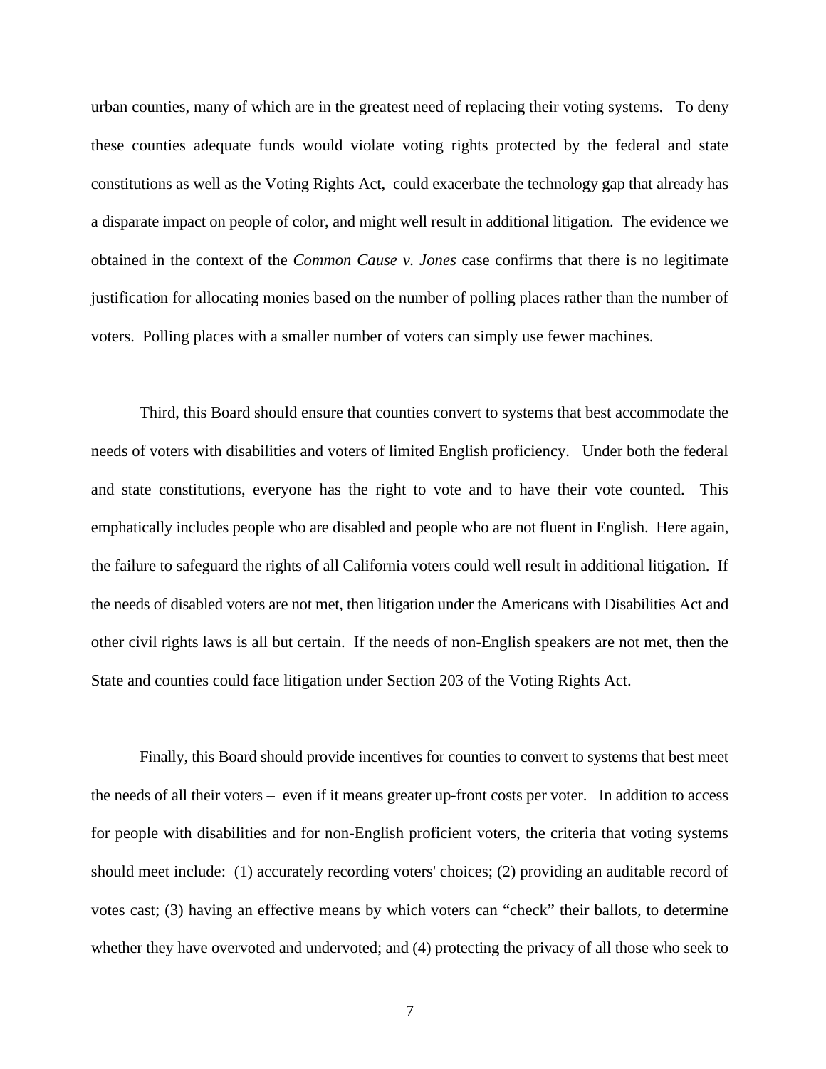urban counties, many of which are in the greatest need of replacing their voting systems. To deny these counties adequate funds would violate voting rights protected by the federal and state constitutions as well as the Voting Rights Act, could exacerbate the technology gap that already has a disparate impact on people of color, and might well result in additional litigation. The evidence we obtained in the context of the *Common Cause v. Jones* case confirms that there is no legitimate justification for allocating monies based on the number of polling places rather than the number of voters. Polling places with a smaller number of voters can simply use fewer machines.

Third, this Board should ensure that counties convert to systems that best accommodate the needs of voters with disabilities and voters of limited English proficiency. Under both the federal and state constitutions, everyone has the right to vote and to have their vote counted. This emphatically includes people who are disabled and people who are not fluent in English. Here again, the failure to safeguard the rights of all California voters could well result in additional litigation. If the needs of disabled voters are not met, then litigation under the Americans with Disabilities Act and other civil rights laws is all but certain. If the needs of non-English speakers are not met, then the State and counties could face litigation under Section 203 of the Voting Rights Act.

Finally, this Board should provide incentives for counties to convert to systems that best meet the needs of all their voters – even if it means greater up-front costs per voter. In addition to access for people with disabilities and for non-English proficient voters, the criteria that voting systems should meet include: (1) accurately recording voters' choices; (2) providing an auditable record of votes cast; (3) having an effective means by which voters can "check" their ballots, to determine whether they have overvoted and undervoted; and (4) protecting the privacy of all those who seek to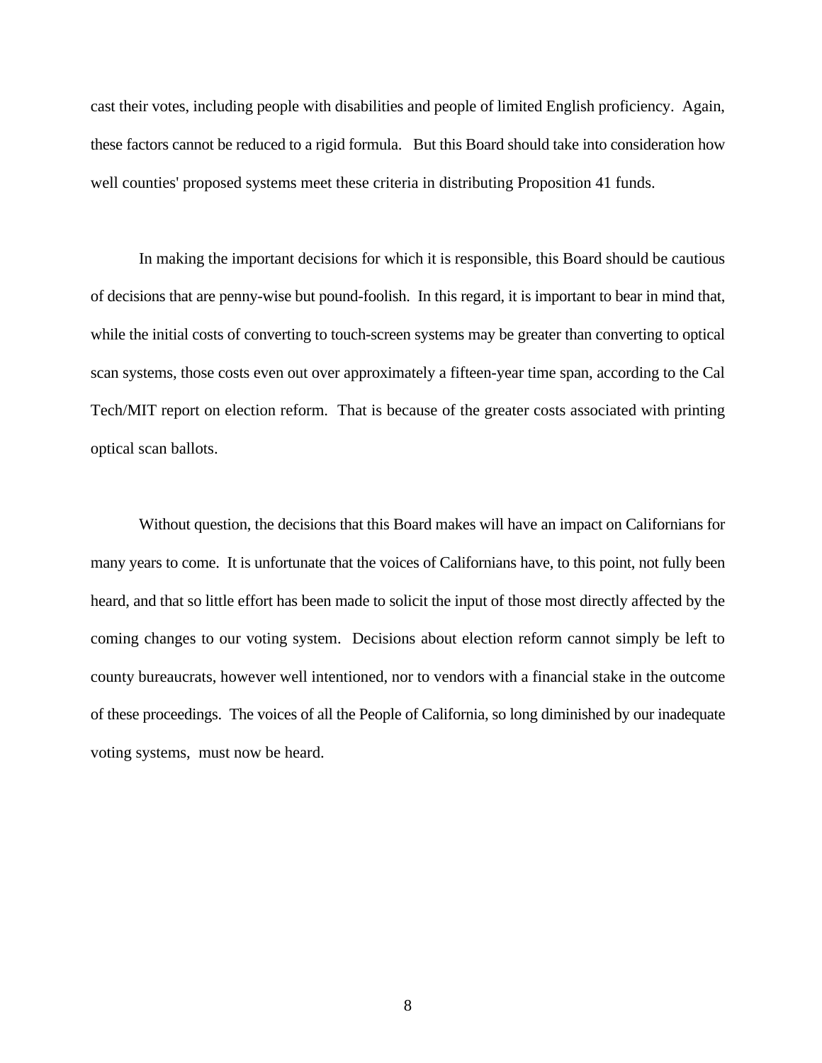cast their votes, including people with disabilities and people of limited English proficiency. Again, these factors cannot be reduced to a rigid formula. But this Board should take into consideration how well counties' proposed systems meet these criteria in distributing Proposition 41 funds.

In making the important decisions for which it is responsible, this Board should be cautious of decisions that are penny-wise but pound-foolish. In this regard, it is important to bear in mind that, while the initial costs of converting to touch-screen systems may be greater than converting to optical scan systems, those costs even out over approximately a fifteen-year time span, according to the Cal Tech/MIT report on election reform. That is because of the greater costs associated with printing optical scan ballots.

Without question, the decisions that this Board makes will have an impact on Californians for many years to come. It is unfortunate that the voices of Californians have, to this point, not fully been heard, and that so little effort has been made to solicit the input of those most directly affected by the coming changes to our voting system. Decisions about election reform cannot simply be left to county bureaucrats, however well intentioned, nor to vendors with a financial stake in the outcome of these proceedings. The voices of all the People of California, so long diminished by our inadequate voting systems, must now be heard.